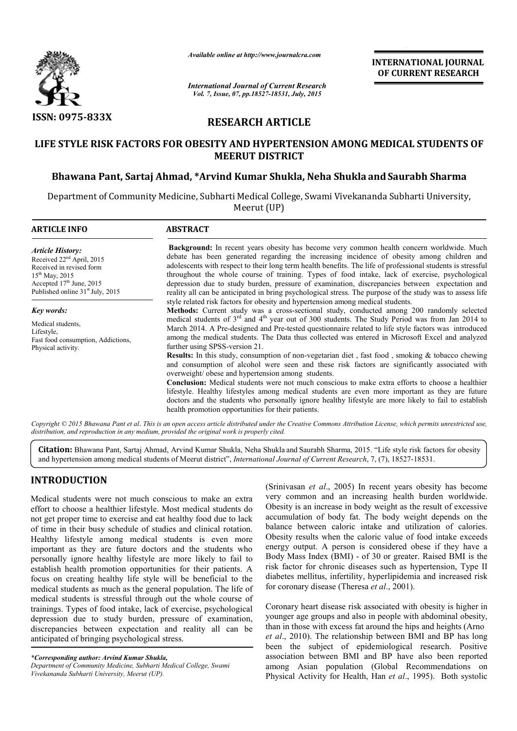*Available online at http://www.journalcra.com*

*International Journal of Current Research*
*Vol. 7, Issue, 07, pp.18527-18531, July, 2015*

**INTERNATIONAL JOURNAL OF CURRENT RESEARCH**

**ISSN: 0975-833X**

## RESEARCH ARTICLE

# LIFE STYLE RISK FACTORS FOR OBESITY AND HYPERTENSION AMONG MEDICAL STUDENTS OF MEERUT DISTRICT

**Bhawana Pant, Sartaj Ahmad, \*Arvind Kumar Shukla, Neha Shukla and Saurabh Sharma**

Department of Community Medicine, Subharti Medical College, Swami Vivekananda Subharti University, Meerut (UP)

### ARTICLE INFO

*Article History:*
Received 22nd April, 2015
Received in revised form
15th May, 2015
Accepted 17th June, 2015
Published online 31st July, 2015

*Key words:*

Medical students,
Lifestyle,
Fast food consumption, Addictions,
Physical activity.

### ABSTRACT

**Background:** In recent years obesity has become very common health concern worldwide. Much debate has been generated regarding the increasing incidence of obesity among children and adolescents with respect to their long term health benefits. The life of professional students is stressful throughout the whole course of training. Types of food intake, lack of exercise, psychological depression due to study burden, pressure of examination, discrepancies between expectation and reality all can be anticipated in bring psychological stress. The purpose of the study was to assess life style related risk factors for obesity and hypertension among medical students.

**Methods:** Current study was a cross-sectional study, conducted among 200 randomly selected medical students of 3rd and 4th year out of 300 students. The Study Period was from Jan 2014 to March 2014. A Pre-designed and Pre-tested questionnaire related to life style factors was introduced among the medical students. The Data thus collected was entered in Microsoft Excel and analyzed further using SPSS-version 21.

**Results:** In this study, consumption of non-vegetarian diet , fast food , smoking & tobacco chewing and consumption of alcohol were seen and these risk factors are significantly associated with overweight/ obese and hypertension among students.

**Conclusion:** Medical students were not much conscious to make extra efforts to choose a healthier lifestyle. Healthy lifestyles among medical students are even more important as they are future doctors and the students who personally ignore healthy lifestyle are more likely to fail to establish health promotion opportunities for their patients.

*Copyright © 2015 Bhawana Pant et al. This is an open access article distributed under the Creative Commons Attribution License, which permits unrestricted use, distribution, and reproduction in any medium, provided the original work is properly cited.*

**Citation:** Bhawana Pant, Sartaj Ahmad, Arvind Kumar Shukla, Neha Shukla and Saurabh Sharma, 2015. "Life style risk factors for obesity and hypertension among medical students of Meerut district", *International Journal of Current Research*, 7, (7), 18527-18531.

## INTRODUCTION

Medical students were not much conscious to make an extra effort to choose a healthier lifestyle. Most medical students do not get proper time to exercise and eat healthy food due to lack of time in their busy schedule of studies and clinical rotation. Healthy lifestyle among medical students is even more important as they are future doctors and the students who personally ignore healthy lifestyle are more likely to fail to establish health promotion opportunities for their patients. A focus on creating healthy life style will be beneficial to the medical students as much as the general population. The life of medical students is stressful through out the whole course of trainings. Types of food intake, lack of exercise, psychological depression due to study burden, pressure of examination, discrepancies between expectation and reality all can be anticipated of bringing psychological stress.

(Srinivasan *et al*., 2005) In recent years obesity has become very common and an increasing health burden worldwide. Obesity is an increase in body weight as the result of excessive accumulation of body fat. The body weight depends on the balance between caloric intake and utilization of calories. Obesity results when the caloric value of food intake exceeds energy output. A person is considered obese if they have a Body Mass Index (BMI) - of 30 or greater. Raised BMI is the risk factor for chronic diseases such as hypertension, Type II diabetes mellitus, infertility, hyperlipidemia and increased risk for coronary disease (Theresa *et al*., 2001).

Coronary heart disease risk associated with obesity is higher in younger age groups and also in people with abdominal obesity, than in those with excess fat around the hips and heights (Arno *et al*., 2010). The relationship between BMI and BP has long been the subject of epidemiological research. Positive association between BMI and BP have also been reported among Asian population (Global Recommendations on Physical Activity for Health, Han *et al*., 1995). Both systolic

*\*Corresponding author: Arvind Kumar Shukla,*
*Department of Community Medicine, Subharti Medical College, Swami Vivekananda Subharti University, Meerut (UP).*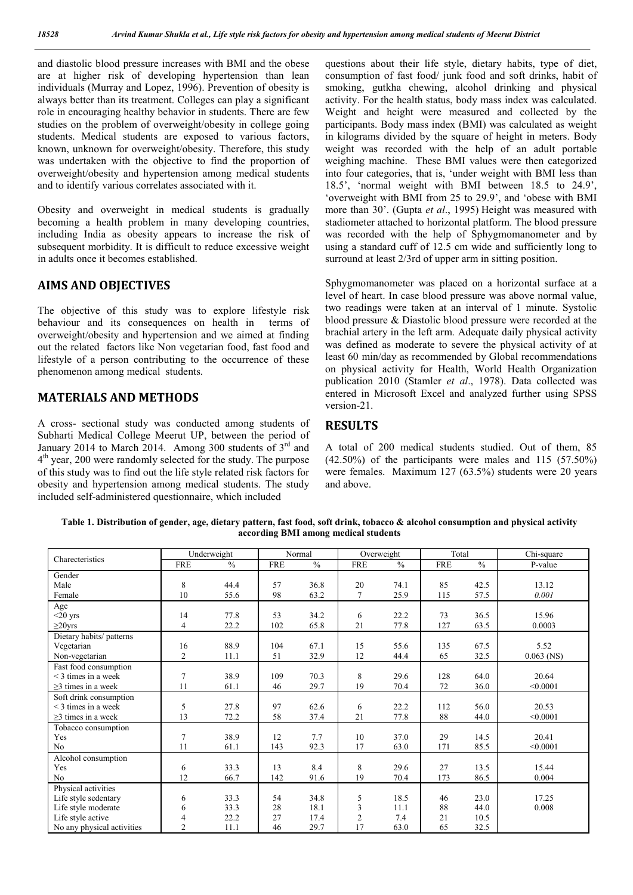and diastolic blood pressure increases with BMI and the obese are at higher risk of developing hypertension than lean individuals (Murray and Lopez, 1996). Prevention of obesity is always better than its treatment. Colleges can play a significant role in encouraging healthy behavior in students. There are few studies on the problem of overweight/obesity in college going students. Medical students are exposed to various factors, known, unknown for overweight/obesity. Therefore, this study was undertaken with the objective to find the proportion of overweight/obesity and hypertension among medical students and to identify various correlates associated with it.

Obesity and overweight in medical students is gradually becoming a health problem in many developing countries, including India as obesity appears to increase the risk of subsequent morbidity. It is difficult to reduce excessive weight in adults once it becomes established.

## AIMS AND OBJECTIVES

The objective of this study was to explore lifestyle risk behaviour and its consequences on health in terms of overweight/obesity and hypertension and we aimed at finding out the related factors like Non vegetarian food, fast food and lifestyle of a person contributing to the occurrence of these phenomenon among medical students.

## MATERIALS AND METHODS

A cross- sectional study was conducted among students of Subharti Medical College Meerut UP, between the period of January 2014 to March 2014. Among 300 students of 3[rd] and 4[th] year, 200 were randomly selected for the study. The purpose of this study was to find out the life style related risk factors for obesity and hypertension among medical students. The study included self-administered questionnaire, which included questions about their life style, dietary habits, type of diet, consumption of fast food/ junk food and soft drinks, habit of smoking, gutkha chewing, alcohol drinking and physical activity. For the health status, body mass index was calculated. Weight and height were measured and collected by the participants. Body mass index (BMI) was calculated as weight in kilograms divided by the square of height in meters. Body weight was recorded with the help of an adult portable weighing machine. These BMI values were then categorized into four categories, that is, 'under weight with BMI less than 18.5', 'normal weight with BMI between 18.5 to 24.9', 'overweight with BMI from 25 to 29.9', and 'obese with BMI more than 30'. (Gupta *et al*., 1995) Height was measured with stadiometer attached to horizontal platform. The blood pressure was recorded with the help of Sphygmomanometer and by using a standard cuff of 12.5 cm wide and sufficiently long to surround at least 2/3rd of upper arm in sitting position.

Sphygmomanometer was placed on a horizontal surface at a level of heart. In case blood pressure was above normal value, two readings were taken at an interval of 1 minute. Systolic blood pressure & Diastolic blood pressure were recorded at the brachial artery in the left arm. Adequate daily physical activity was defined as moderate to severe the physical activity of at least 60 min/day as recommended by Global recommendations on physical activity for Health, World Health Organization publication 2010 (Stamler *et al*., 1978). Data collected was entered in Microsoft Excel and analyzed further using SPSS version-21.

## RESULTS

A total of 200 medical students studied. Out of them, 85 (42.50%) of the participants were males and 115 (57.50%) were females. Maximum 127 (63.5%) students were 20 years and above.

**Table 1. Distribution of gender, age, dietary pattern, fast food, soft drink, tobacco & alcohol consumption and physical activity according BMI among medical students**

| Charecteristics | Underweight | | Normal | | Overweight | | Total | | Chi-square |
|---|---|---|---|---|---|---|---|---|---|
| | FRE | % | FRE | % | FRE | % | FRE | % | P-value |
| Gender | | | | | | | | | |
| Male | 8 | 44.4 | 57 | 36.8 | 20 | 74.1 | 85 | 42.5 | 13.12 |
| Female | 10 | 55.6 | 98 | 63.2 | 7 | 25.9 | 115 | 57.5 | *0.001* |
| Age | | | | | | | | | |
| <20 yrs | 14 | 77.8 | 53 | 34.2 | 6 | 22.2 | 73 | 36.5 | 15.96 |
| ≥20yrs | 4 | 22.2 | 102 | 65.8 | 21 | 77.8 | 127 | 63.5 | 0.0003 |
| Dietary habits/ patterns | | | | | | | | | |
| Vegetarian | 16 | 88.9 | 104 | 67.1 | 15 | 55.6 | 135 | 67.5 | 5.52 |
| Non-vegetarian | 2 | 11.1 | 51 | 32.9 | 12 | 44.4 | 65 | 32.5 | 0.063 (NS) |
| Fast food consumption | | | | | | | | | |
| < 3 times in a week | 7 | 38.9 | 109 | 70.3 | 8 | 29.6 | 128 | 64.0 | 20.64 |
| ≥3 times in a week | 11 | 61.1 | 46 | 29.7 | 19 | 70.4 | 72 | 36.0 | <0.0001 |
| Soft drink consumption | | | | | | | | | |
| < 3 times in a week | 5 | 27.8 | 97 | 62.6 | 6 | 22.2 | 112 | 56.0 | 20.53 |
| ≥3 times in a week | 13 | 72.2 | 58 | 37.4 | 21 | 77.8 | 88 | 44.0 | <0.0001 |
| Tobacco consumption | | | | | | | | | |
| Yes | 7 | 38.9 | 12 | 7.7 | 10 | 37.0 | 29 | 14.5 | 20.41 |
| No | 11 | 61.1 | 143 | 92.3 | 17 | 63.0 | 171 | 85.5 | <0.0001 |
| Alcohol consumption | | | | | | | | | |
| Yes | 6 | 33.3 | 13 | 8.4 | 8 | 29.6 | 27 | 13.5 | 15.44 |
| No | 12 | 66.7 | 142 | 91.6 | 19 | 70.4 | 173 | 86.5 | 0.004 |
| Physical activities | | | | | | | | | |
| Life style sedentary | 6 | 33.3 | 54 | 34.8 | 5 | 18.5 | 46 | 23.0 | 17.25 |
| Life style moderate | 6 | 33.3 | 28 | 18.1 | 3 | 11.1 | 88 | 44.0 | 0.008 |
| Life style active | 4 | 22.2 | 27 | 17.4 | 2 | 7.4 | 21 | 10.5 | |
| No any physical activities | 2 | 11.1 | 46 | 29.7 | 17 | 63.0 | 65 | 32.5 | |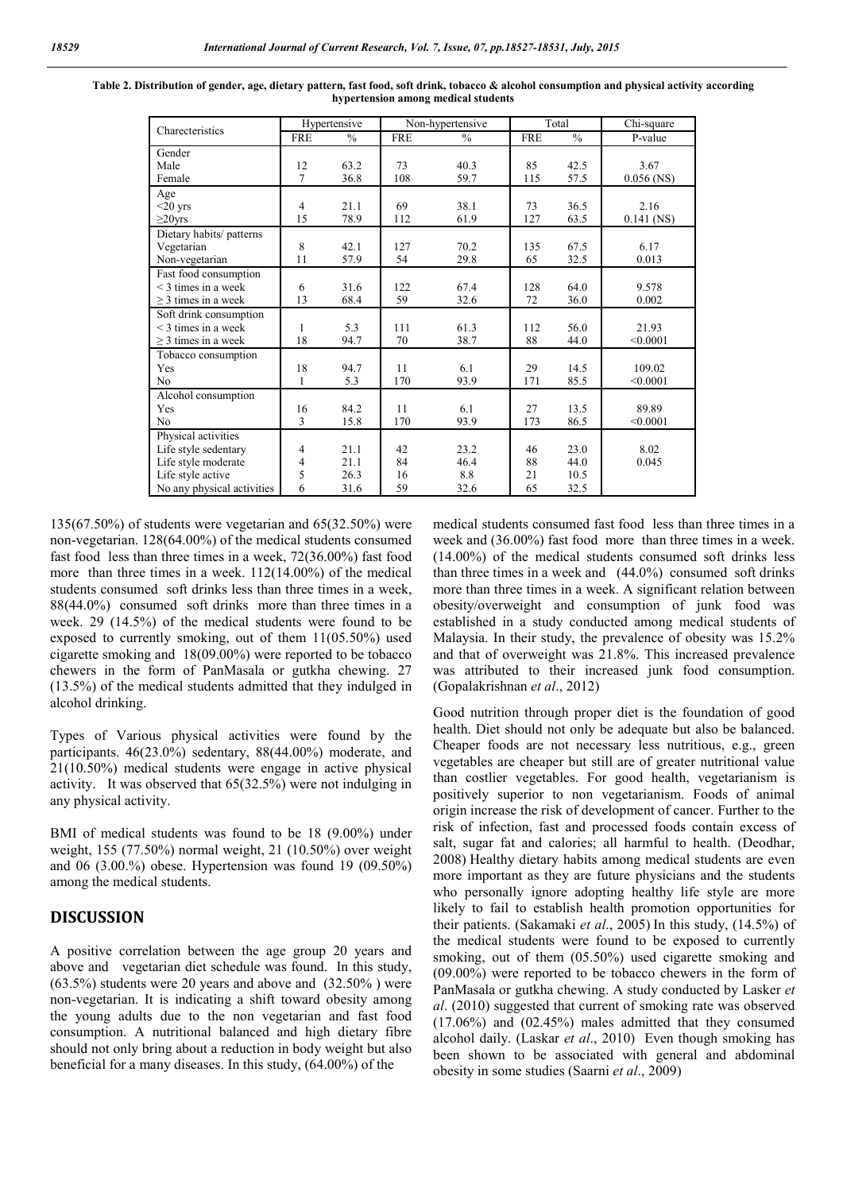**Table 2. Distribution of gender, age, dietary pattern, fast food, soft drink, tobacco & alcohol consumption and physical activity according hypertension among medical students**

| Charecteristics | Hypertensive | | Non-hypertensive | | Total | | Chi-square |
|---|---|---|---|---|---|---|---|
| | FRE | % | FRE | % | FRE | % | P-value |
| Gender | | | | | | | |
| Male | 12 | 63.2 | 73 | 40.3 | 85 | 42.5 | 3.67 |
| Female | 7 | 36.8 | 108 | 59.7 | 115 | 57.5 | 0.056 (NS) |
| Age | | | | | | | |
| <20 yrs | 4 | 21.1 | 69 | 38.1 | 73 | 36.5 | 2.16 |
| ≥20yrs | 15 | 78.9 | 112 | 61.9 | 127 | 63.5 | 0.141 (NS) |
| Dietary habits/ patterns | | | | | | | |
| Vegetarian | 8 | 42.1 | 127 | 70.2 | 135 | 67.5 | 6.17 |
| Non-vegetarian | 11 | 57.9 | 54 | 29.8 | 65 | 32.5 | 0.013 |
| Fast food consumption | | | | | | | |
| < 3 times in a week | 6 | 31.6 | 122 | 67.4 | 128 | 64.0 | 9.578 |
| ≥ 3 times in a week | 13 | 68.4 | 59 | 32.6 | 72 | 36.0 | 0.002 |
| Soft drink consumption | | | | | | | |
| < 3 times in a week | 1 | 5.3 | 111 | 61.3 | 112 | 56.0 | 21.93 |
| ≥ 3 times in a week | 18 | 94.7 | 70 | 38.7 | 88 | 44.0 | <0.0001 |
| Tobacco consumption | | | | | | | |
| Yes | 18 | 94.7 | 11 | 6.1 | 29 | 14.5 | 109.02 |
| No | 1 | 5.3 | 170 | 93.9 | 171 | 85.5 | <0.0001 |
| Alcohol consumption | | | | | | | |
| Yes | 16 | 84.2 | 11 | 6.1 | 27 | 13.5 | 89.89 |
| No | 3 | 15.8 | 170 | 93.9 | 173 | 86.5 | <0.0001 |
| Physical activities | | | | | | | |
| Life style sedentary | 4 | 21.1 | 42 | 23.2 | 46 | 23.0 | 8.02 |
| Life style moderate | 4 | 21.1 | 84 | 46.4 | 88 | 44.0 | 0.045 |
| Life style active | 5 | 26.3 | 16 | 8.8 | 21 | 10.5 | |
| No any physical activities | 6 | 31.6 | 59 | 32.6 | 65 | 32.5 | |

135(67.50%) of students were vegetarian and 65(32.50%) were non-vegetarian. 128(64.00%) of the medical students consumed fast food less than three times in a week, 72(36.00%) fast food more than three times in a week. 112(14.00%) of the medical students consumed soft drinks less than three times in a week, 88(44.0%) consumed soft drinks more than three times in a week. 29 (14.5%) of the medical students were found to be exposed to currently smoking, out of them 11(05.50%) used cigarette smoking and 18(09.00%) were reported to be tobacco chewers in the form of PanMasala or gutkha chewing. 27 (13.5%) of the medical students admitted that they indulged in alcohol drinking.

Types of Various physical activities were found by the participants. 46(23.0%) sedentary, 88(44.00%) moderate, and 21(10.50%) medical students were engage in active physical activity. It was observed that 65(32.5%) were not indulging in any physical activity.

BMI of medical students was found to be 18 (9.00%) under weight, 155 (77.50%) normal weight, 21 (10.50%) over weight and 06 (3.00.%) obese. Hypertension was found 19 (09.50%) among the medical students.

## DISCUSSION

A positive correlation between the age group 20 years and above and vegetarian diet schedule was found. In this study, (63.5%) students were 20 years and above and (32.50% ) were non-vegetarian. It is indicating a shift toward obesity among the young adults due to the non vegetarian and fast food consumption. A nutritional balanced and high dietary fibre should not only bring about a reduction in body weight but also beneficial for a many diseases. In this study, (64.00%) of the medical students consumed fast food less than three times in a week and (36.00%) fast food more than three times in a week. (14.00%) of the medical students consumed soft drinks less than three times in a week and (44.0%) consumed soft drinks more than three times in a week. A significant relation between obesity/overweight and consumption of junk food was established in a study conducted among medical students of Malaysia. In their study, the prevalence of obesity was 15.2% and that of overweight was 21.8%. This increased prevalence was attributed to their increased junk food consumption. (Gopalakrishnan *et al*., 2012)

Good nutrition through proper diet is the foundation of good health. Diet should not only be adequate but also be balanced. Cheaper foods are not necessary less nutritious, e.g., green vegetables are cheaper but still are of greater nutritional value than costlier vegetables. For good health, vegetarianism is positively superior to non vegetarianism. Foods of animal origin increase the risk of development of cancer. Further to the risk of infection, fast and processed foods contain excess of salt, sugar fat and calories; all harmful to health. (Deodhar, 2008) Healthy dietary habits among medical students are even more important as they are future physicians and the students who personally ignore adopting healthy life style are more likely to fail to establish health promotion opportunities for their patients. (Sakamaki *et al*., 2005) In this study, (14.5%) of the medical students were found to be exposed to currently smoking, out of them (05.50%) used cigarette smoking and (09.00%) were reported to be tobacco chewers in the form of PanMasala or gutkha chewing. A study conducted by Lasker *et al*. (2010) suggested that current of smoking rate was observed (17.06%) and (02.45%) males admitted that they consumed alcohol daily. (Laskar *et al*., 2010) Even though smoking has been shown to be associated with general and abdominal obesity in some studies (Saarni *et al*., 2009)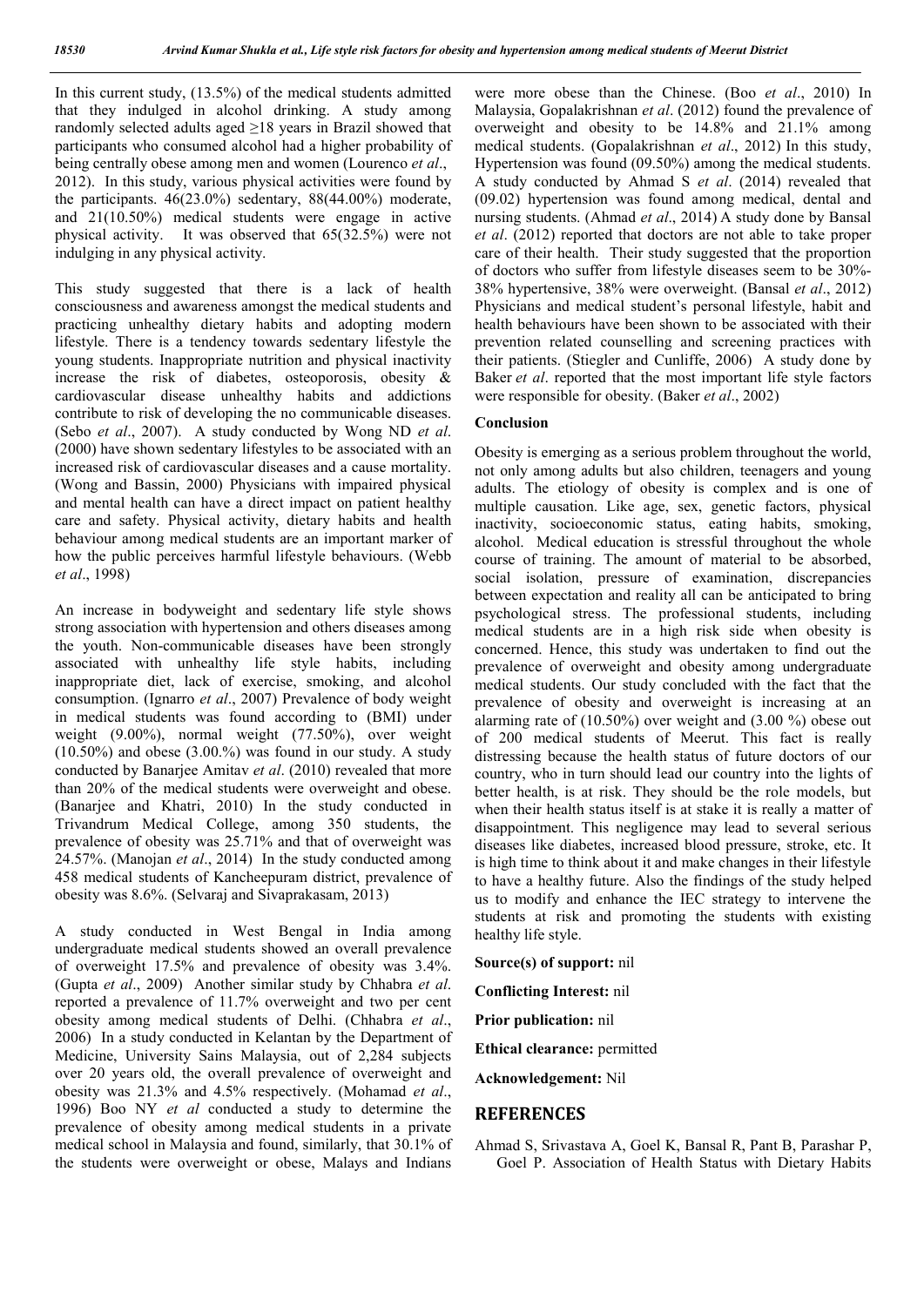In this current study, (13.5%) of the medical students admitted that they indulged in alcohol drinking. A study among randomly selected adults aged ≥18 years in Brazil showed that participants who consumed alcohol had a higher probability of being centrally obese among men and women (Lourenco *et al*., 2012). In this study, various physical activities were found by the participants. 46(23.0%) sedentary, 88(44.00%) moderate, and 21(10.50%) medical students were engage in active physical activity. It was observed that 65(32.5%) were not indulging in any physical activity.

This study suggested that there is a lack of health consciousness and awareness amongst the medical students and practicing unhealthy dietary habits and adopting modern lifestyle. There is a tendency towards sedentary lifestyle the young students. Inappropriate nutrition and physical inactivity increase the risk of diabetes, osteoporosis, obesity & cardiovascular disease unhealthy habits and addictions contribute to risk of developing the no communicable diseases. (Sebo *et al*., 2007). A study conducted by Wong ND *et al*. (2000) have shown sedentary lifestyles to be associated with an increased risk of cardiovascular diseases and a cause mortality. (Wong and Bassin, 2000) Physicians with impaired physical and mental health can have a direct impact on patient healthy care and safety. Physical activity, dietary habits and health behaviour among medical students are an important marker of how the public perceives harmful lifestyle behaviours. (Webb *et al*., 1998)

An increase in bodyweight and sedentary life style shows strong association with hypertension and others diseases among the youth. Non-communicable diseases have been strongly associated with unhealthy life style habits, including inappropriate diet, lack of exercise, smoking, and alcohol consumption. (Ignarro *et al*., 2007) Prevalence of body weight in medical students was found according to (BMI) under weight (9.00%), normal weight (77.50%), over weight (10.50%) and obese (3.00.%) was found in our study. A study conducted by Banarjee Amitav *et al*. (2010) revealed that more than 20% of the medical students were overweight and obese. (Banarjee and Khatri, 2010) In the study conducted in Trivandrum Medical College, among 350 students, the prevalence of obesity was 25.71% and that of overweight was 24.57%. (Manojan *et al*., 2014) In the study conducted among 458 medical students of Kancheepuram district, prevalence of obesity was 8.6%. (Selvaraj and Sivaprakasam, 2013)

A study conducted in West Bengal in India among undergraduate medical students showed an overall prevalence of overweight 17.5% and prevalence of obesity was 3.4%. (Gupta *et al*., 2009) Another similar study by Chhabra *et al*. reported a prevalence of 11.7% overweight and two per cent obesity among medical students of Delhi. (Chhabra *et al*., 2006) In a study conducted in Kelantan by the Department of Medicine, University Sains Malaysia, out of 2,284 subjects over 20 years old, the overall prevalence of overweight and obesity was 21.3% and 4.5% respectively. (Mohamad *et al*., 1996) Boo NY *et al* conducted a study to determine the prevalence of obesity among medical students in a private medical school in Malaysia and found, similarly, that 30.1% of the students were overweight or obese, Malays and Indians were more obese than the Chinese. (Boo *et al*., 2010) In Malaysia, Gopalakrishnan *et al*. (2012) found the prevalence of overweight and obesity to be 14.8% and 21.1% among medical students. (Gopalakrishnan *et al*., 2012) In this study, Hypertension was found (09.50%) among the medical students. A study conducted by Ahmad S *et al*. (2014) revealed that (09.02) hypertension was found among medical, dental and nursing students. (Ahmad *et al*., 2014) A study done by Bansal *et al*. (2012) reported that doctors are not able to take proper care of their health. Their study suggested that the proportion of doctors who suffer from lifestyle diseases seem to be 30%-38% hypertensive, 38% were overweight. (Bansal *et al*., 2012) Physicians and medical student's personal lifestyle, habit and health behaviours have been shown to be associated with their prevention related counselling and screening practices with their patients. (Stiegler and Cunliffe, 2006) A study done by Baker *et al*. reported that the most important life style factors were responsible for obesity. (Baker *et al*., 2002)

## Conclusion

Obesity is emerging as a serious problem throughout the world, not only among adults but also children, teenagers and young adults. The etiology of obesity is complex and is one of multiple causation. Like age, sex, genetic factors, physical inactivity, socioeconomic status, eating habits, smoking, alcohol. Medical education is stressful throughout the whole course of training. The amount of material to be absorbed, social isolation, pressure of examination, discrepancies between expectation and reality all can be anticipated to bring psychological stress. The professional students, including medical students are in a high risk side when obesity is concerned. Hence, this study was undertaken to find out the prevalence of overweight and obesity among undergraduate medical students. Our study concluded with the fact that the prevalence of obesity and overweight is increasing at an alarming rate of (10.50%) over weight and (3.00 %) obese out of 200 medical students of Meerut. This fact is really distressing because the health status of future doctors of our country, who in turn should lead our country into the lights of better health, is at risk. They should be the role models, but when their health status itself is at stake it is really a matter of disappointment. This negligence may lead to several serious diseases like diabetes, increased blood pressure, stroke, etc. It is high time to think about it and make changes in their lifestyle to have a healthy future. Also the findings of the study helped us to modify and enhance the IEC strategy to intervene the students at risk and promoting the students with existing healthy life style.

**Source(s) of support:** nil

**Conflicting Interest:** nil

**Prior publication:** nil

**Ethical clearance:** permitted

**Acknowledgement:** Nil

## REFERENCES

Ahmad S, Srivastava A, Goel K, Bansal R, Pant B, Parashar P, Goel P. Association of Health Status with Dietary Habits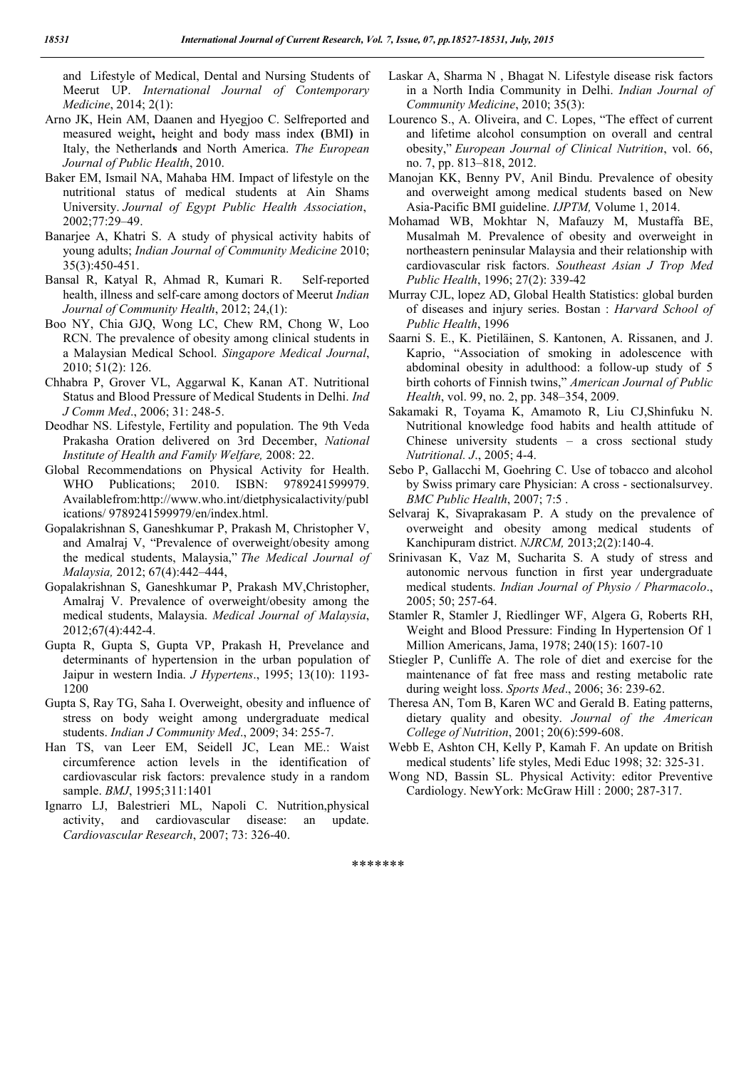and Lifestyle of Medical, Dental and Nursing Students of Meerut UP. *International Journal of Contemporary Medicine*, 2014; 2(1):

Arno JK, Hein AM, Daanen and Hyegjoo C. Selfreported and measured weight**,** height and body mass index **(**BMI**)** in Italy, the Netherland**s** and North America. *The European Journal of Public Health*, 2010.

Baker EM, Ismail NA, Mahaba HM. Impact of lifestyle on the nutritional status of medical students at Ain Shams University. *Journal of Egypt Public Health Association*, 2002;77:29–49.

Banarjee A, Khatri S. A study of physical activity habits of young adults; *Indian Journal of Community Medicine* 2010; 35(3):450-451.

Bansal R, Katyal R, Ahmad R, Kumari R. Self-reported health, illness and self-care among doctors of Meerut *Indian Journal of Community Health*, 2012; 24,(1):

Boo NY, Chia GJQ, Wong LC, Chew RM, Chong W, Loo RCN. The prevalence of obesity among clinical students in a Malaysian Medical School. *Singapore Medical Journal*, 2010; 51(2): 126.

Chhabra P, Grover VL, Aggarwal K, Kanan AT. Nutritional Status and Blood Pressure of Medical Students in Delhi. *Ind J Comm Med*., 2006; 31: 248-5.

Deodhar NS. Lifestyle, Fertility and population. The 9th Veda Prakasha Oration delivered on 3rd December, *National Institute of Health and Family Welfare,* 2008: 22.

Global Recommendations on Physical Activity for Health. WHO Publications; 2010. ISBN: 9789241599979. Availablefrom:http://www.who.int/dietphysicalactivity/publ ications/ 9789241599979/en/index.html.

Gopalakrishnan S, Ganeshkumar P, Prakash M, Christopher V, and Amalraj V, "Prevalence of overweight/obesity among the medical students, Malaysia," *The Medical Journal of Malaysia,* 2012; 67(4):442–444,

Gopalakrishnan S, Ganeshkumar P, Prakash MV,Christopher, Amalraj V. Prevalence of overweight/obesity among the medical students, Malaysia. *Medical Journal of Malaysia*, 2012;67(4):442-4.

Gupta R, Gupta S, Gupta VP, Prakash H, Prevelance and determinants of hypertension in the urban population of Jaipur in western India. *J Hypertens*., 1995; 13(10): 1193-1200

Gupta S, Ray TG, Saha I. Overweight, obesity and influence of stress on body weight among undergraduate medical students. *Indian J Community Med*., 2009; 34: 255-7.

Han TS, van Leer EM, Seidell JC, Lean ME.: Waist circumference action levels in the identification of cardiovascular risk factors: prevalence study in a random sample. *BMJ*, 1995;311:1401

Ignarro LJ, Balestrieri ML, Napoli C. Nutrition,physical activity, and cardiovascular disease: an update. *Cardiovascular Research*, 2007; 73: 326-40.

Laskar A, Sharma N , Bhagat N. Lifestyle disease risk factors in a North India Community in Delhi. *Indian Journal of Community Medicine*, 2010; 35(3):

Lourenco S., A. Oliveira, and C. Lopes, "The effect of current and lifetime alcohol consumption on overall and central obesity," *European Journal of Clinical Nutrition*, vol. 66, no. 7, pp. 813–818, 2012.

Manojan KK, Benny PV, Anil Bindu. Prevalence of obesity and overweight among medical students based on New Asia-Pacific BMI guideline. *IJPTM,* Volume 1, 2014.

Mohamad WB, Mokhtar N, Mafauzy M, Mustaffa BE, Musalmah M. Prevalence of obesity and overweight in northeastern peninsular Malaysia and their relationship with cardiovascular risk factors. *Southeast Asian J Trop Med Public Health*, 1996; 27(2): 339-42

Murray CJL, lopez AD, Global Health Statistics: global burden of diseases and injury series. Bostan : *Harvard School of Public Health*, 1996

Saarni S. E., K. Pietiläinen, S. Kantonen, A. Rissanen, and J. Kaprio, "Association of smoking in adolescence with abdominal obesity in adulthood: a follow-up study of 5 birth cohorts of Finnish twins," *American Journal of Public Health*, vol. 99, no. 2, pp. 348–354, 2009.

Sakamaki R, Toyama K, Amamoto R, Liu CJ,Shinfuku N. Nutritional knowledge food habits and health attitude of Chinese university students – a cross sectional study *Nutritional. J*., 2005; 4-4.

Sebo P, Gallacchi M, Goehring C. Use of tobacco and alcohol by Swiss primary care Physician: A cross - sectionalsurvey. *BMC Public Health*, 2007; 7:5 .

Selvaraj K, Sivaprakasam P. A study on the prevalence of overweight and obesity among medical students of Kanchipuram district. *NJRCM,* 2013;2(2):140-4.

Srinivasan K, Vaz M, Sucharita S. A study of stress and autonomic nervous function in first year undergraduate medical students. *Indian Journal of Physio / Pharmacolo*., 2005; 50; 257-64.

Stamler R, Stamler J, Riedlinger WF, Algera G, Roberts RH, Weight and Blood Pressure: Finding In Hypertension Of 1 Million Americans, Jama, 1978; 240(15): 1607-10

Stiegler P, Cunliffe A. The role of diet and exercise for the maintenance of fat free mass and resting metabolic rate during weight loss. *Sports Med*., 2006; 36: 239-62.

Theresa AN, Tom B, Karen WC and Gerald B. Eating patterns, dietary quality and obesity. *Journal of the American College of Nutrition*, 2001; 20(6):599-608.

Webb E, Ashton CH, Kelly P, Kamah F. An update on British medical students' life styles, Medi Educ 1998; 32: 325-31.

Wong ND, Bassin SL. Physical Activity: editor Preventive Cardiology. NewYork: McGraw Hill : 2000; 287-317.

*******